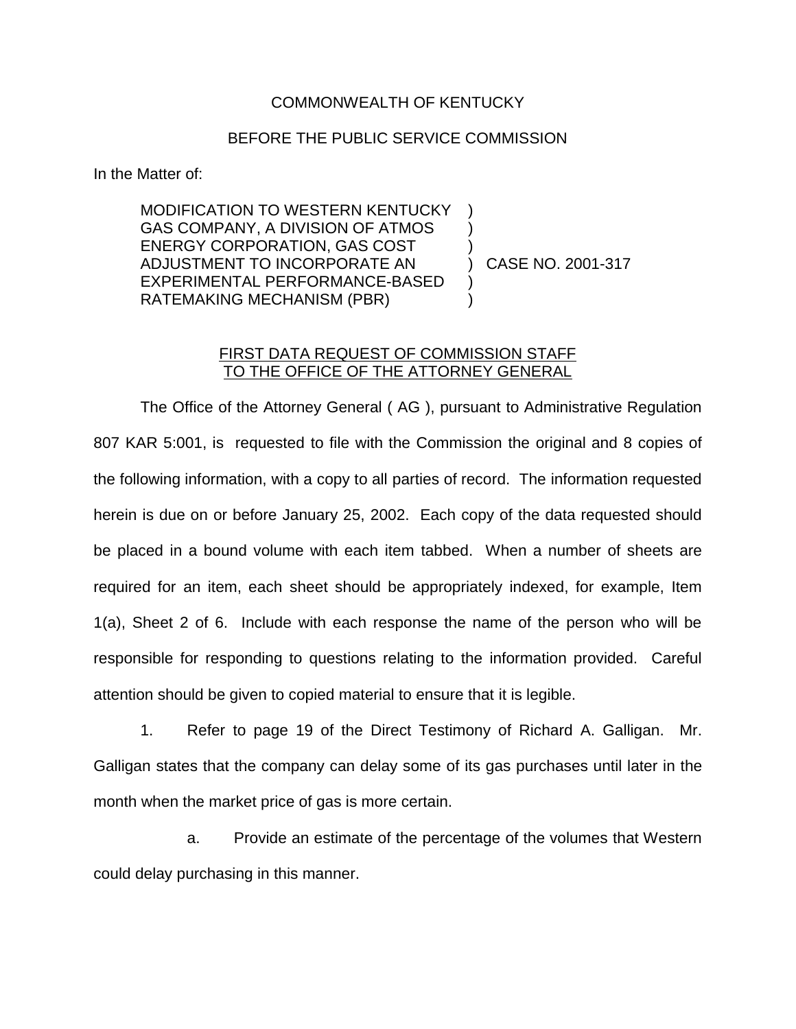COMMONWEALTH OF KENTUCKY

BEFORE THE PUBLIC SERVICE COMMISSION

In the Matter of:

| | | |
|---|---|---|
| MODIFICATION TO WESTERN KENTUCKY GAS COMPANY, A DIVISION OF ATMOS ENERGY CORPORATION, GAS COST ADJUSTMENT TO INCORPORATE AN EXPERIMENTAL PERFORMANCE-BASED RATEMAKING MECHANISM (PBR) | ) | CASE NO. 2001-317 |

FIRST DATA REQUEST OF COMMISSION STAFF TO THE OFFICE OF THE ATTORNEY GENERAL

The Office of the Attorney General ( AG ), pursuant to Administrative Regulation 807 KAR 5:001, is requested to file with the Commission the original and 8 copies of the following information, with a copy to all parties of record. The information requested herein is due on or before January 25, 2002. Each copy of the data requested should be placed in a bound volume with each item tabbed. When a number of sheets are required for an item, each sheet should be appropriately indexed, for example, Item 1(a), Sheet 2 of 6. Include with each response the name of the person who will be responsible for responding to questions relating to the information provided. Careful attention should be given to copied material to ensure that it is legible.

1. Refer to page 19 of the Direct Testimony of Richard A. Galligan. Mr. Galligan states that the company can delay some of its gas purchases until later in the month when the market price of gas is more certain.

a. Provide an estimate of the percentage of the volumes that Western could delay purchasing in this manner.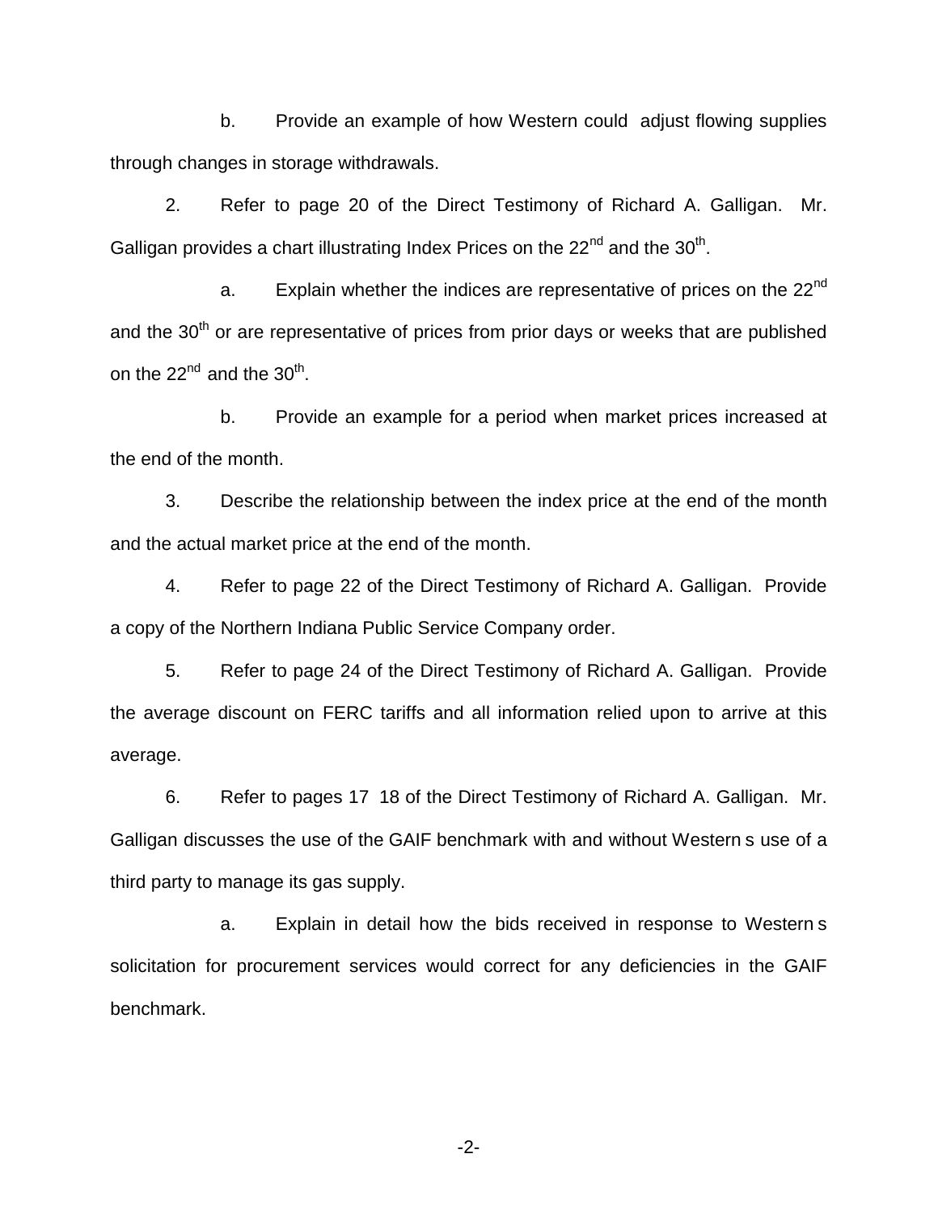b. Provide an example of how Western could adjust flowing supplies through changes in storage withdrawals.

2. Refer to page 20 of the Direct Testimony of Richard A. Galligan. Mr. Galligan provides a chart illustrating Index Prices on the 22nd and the 30th.

a. Explain whether the indices are representative of prices on the 22nd and the 30th or are representative of prices from prior days or weeks that are published on the 22nd and the 30th.

b. Provide an example for a period when market prices increased at the end of the month.

3. Describe the relationship between the index price at the end of the month and the actual market price at the end of the month.

4. Refer to page 22 of the Direct Testimony of Richard A. Galligan. Provide a copy of the Northern Indiana Public Service Company order.

5. Refer to page 24 of the Direct Testimony of Richard A. Galligan. Provide the average discount on FERC tariffs and all information relied upon to arrive at this average.

6. Refer to pages 17 18 of the Direct Testimony of Richard A. Galligan. Mr. Galligan discusses the use of the GAIF benchmark with and without Western s use of a third party to manage its gas supply.

a. Explain in detail how the bids received in response to Western s solicitation for procurement services would correct for any deficiencies in the GAIF benchmark.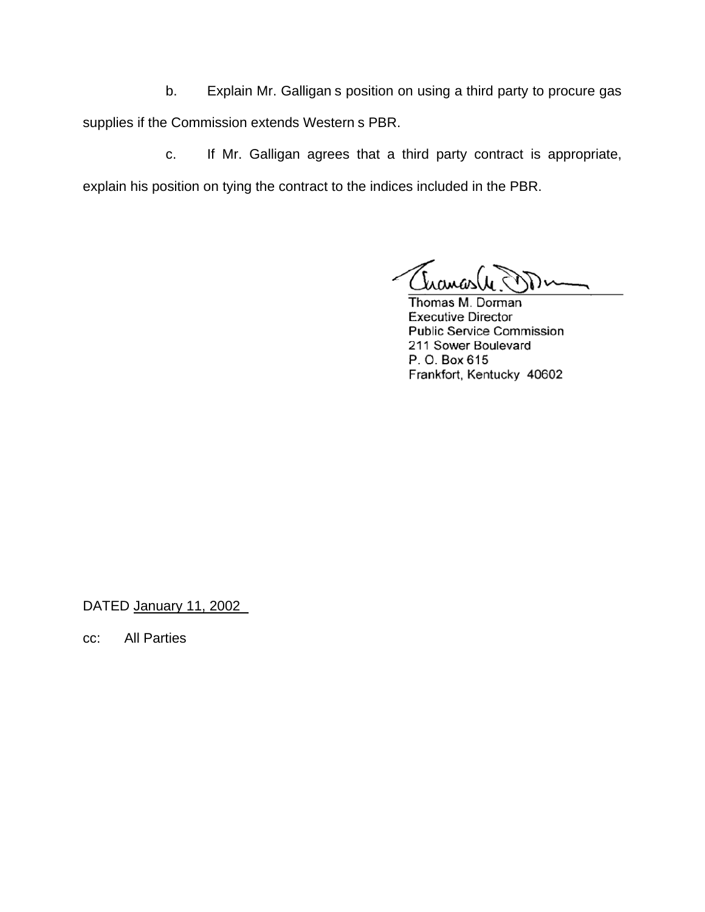b. Explain Mr. Galligan s position on using a third party to procure gas supplies if the Commission extends Western s PBR.

c. If Mr. Galligan agrees that a third party contract is appropriate, explain his position on tying the contract to the indices included in the PBR.

Thomas M. Dorman
Executive Director
Public Service Commission
211 Sower Boulevard
P. O. Box 615
Frankfort, Kentucky 40602

DATED January 11, 2002

cc: All Parties